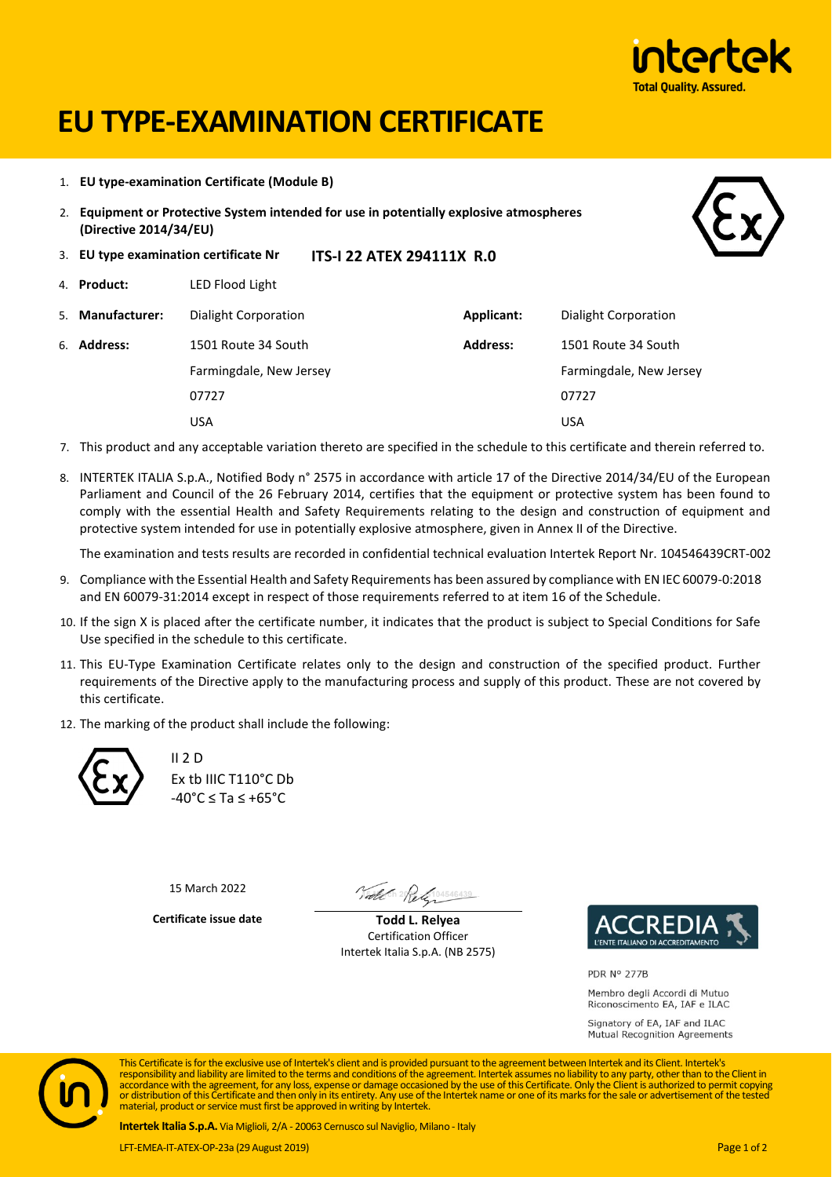# EU TYPE-EXAMINATION CERTIFICATE

1. **EU type-examination Certificate (Module B)**
2. **Equipment or Protective System intended for use in potentially explosive atmospheres (Directive 2014/34/EU)**
3. **EU type examination certificate Nr** **ITS-I 22 ATEX 294111X R.0**
4. **Product:** LED Flood Light

| | | | |
|---|---|---|---|
| 5. **Manufacturer:** | Dialight Corporation | **Applicant:** | Dialight Corporation |
| 6. **Address:** | 1501 Route 34 South | **Address:** | 1501 Route 34 South |
| | Farmingdale, New Jersey | | Farmingdale, New Jersey |
| | 07727 | | 07727 |
| | USA | | USA |

7. This product and any acceptable variation thereto are specified in the schedule to this certificate and therein referred to.
8. INTERTEK ITALIA S.p.A., Notified Body n° 2575 in accordance with article 17 of the Directive 2014/34/EU of the European Parliament and Council of the 26 February 2014, certifies that the equipment or protective system has been found to comply with the essential Health and Safety Requirements relating to the design and construction of equipment and protective system intended for use in potentially explosive atmosphere, given in Annex II of the Directive.

   The examination and tests results are recorded in confidential technical evaluation Intertek Report Nr. 104546439CRT-002
9. Compliance with the Essential Health and Safety Requirements has been assured by compliance with EN IEC 60079-0:2018 and EN 60079-31:2014 except in respect of those requirements referred to at item 16 of the Schedule.
10. If the sign X is placed after the certificate number, it indicates that the product is subject to Special Conditions for Safe Use specified in the schedule to this certificate.
11. This EU-Type Examination Certificate relates only to the design and construction of the specified product. Further requirements of the Directive apply to the manufacturing process and supply of this product. These are not covered by this certificate.
12. The marking of the product shall include the following:

II 2 D
Ex tb IIIC T110°C Db
-40°C ≤ Ta ≤ +65°C

15 March 2022

**Certificate issue date**

**Todd L. Relyea**
Certification Officer
Intertek Italia S.p.A. (NB 2575)

PDR N° 277B

Membro degli Accordi di Mutuo Riconoscimento EA, IAF e ILAC

Signatory of EA, IAF and ILAC Mutual Recognition Agreements

This Certificate is for the exclusive use of Intertek's client and is provided pursuant to the agreement between Intertek and its Client. Intertek's responsibility and liability are limited to the terms and conditions of the agreement. Intertek assumes no liability to any party, other than to the Client in accordance with the agreement, for any loss, expense or damage occasioned by the use of this Certificate. Only the Client is authorized to permit copying or distribution of this Certificate and then only in its entirety. Any use of the Intertek name or one of its marks for the sale or advertisement of the tested material, product or service must first be approved in writing by Intertek.

**Intertek Italia S.p.A.** Via Miglioli, 2/A - 20063 Cernusco sul Naviglio, Milano - Italy

LFT-EMEA-IT-ATEX-OP-23a (29 August 2019)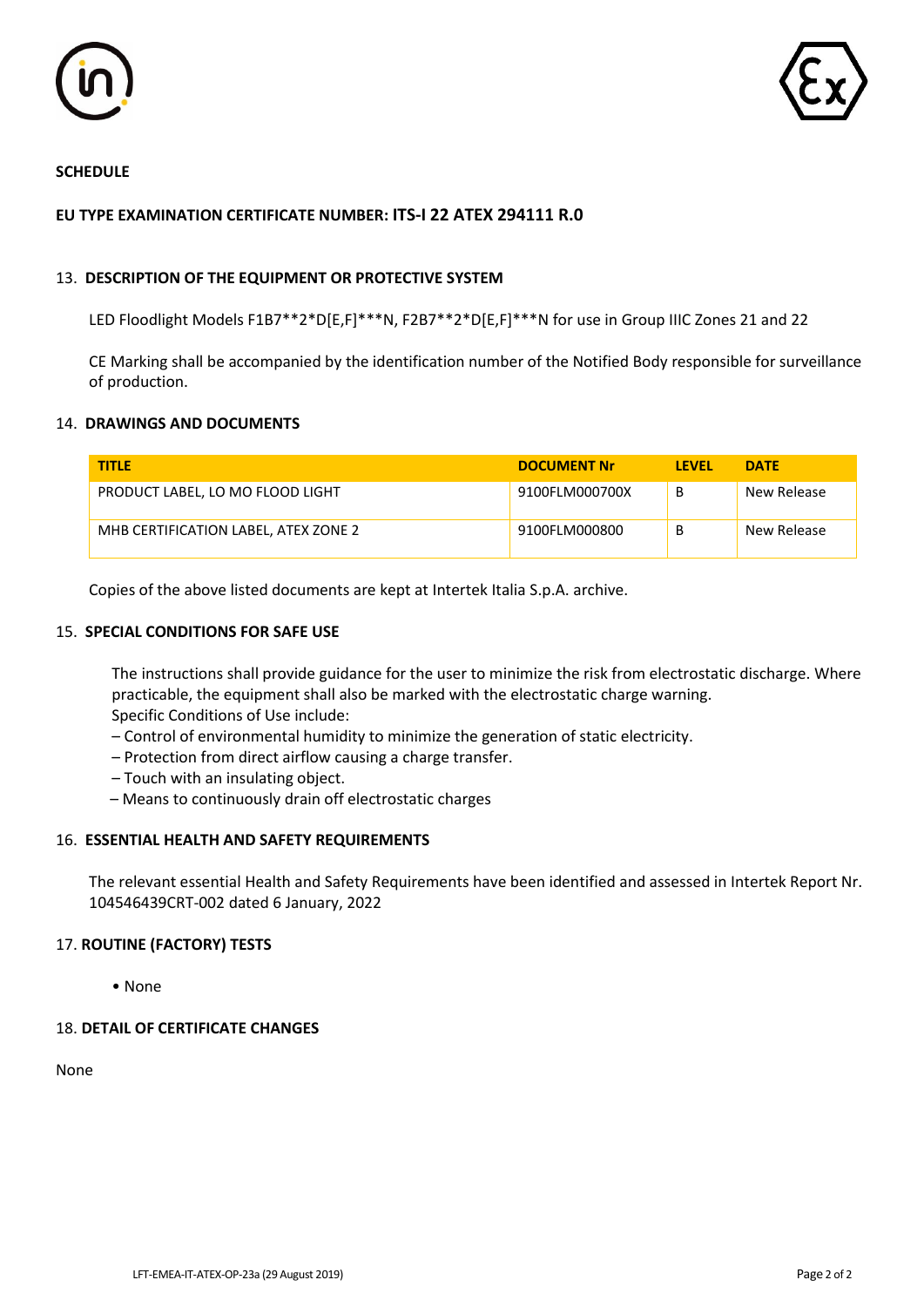**SCHEDULE**

**EU TYPE EXAMINATION CERTIFICATE NUMBER: ITS-I 22 ATEX 294111 R.0**

## 13. DESCRIPTION OF THE EQUIPMENT OR PROTECTIVE SYSTEM

LED Floodlight Models F1B7**2*D[E,F]***N, F2B7**2*D[E,F]***N for use in Group IIIC Zones 21 and 22

CE Marking shall be accompanied by the identification number of the Notified Body responsible for surveillance of production.

## 14. DRAWINGS AND DOCUMENTS

| TITLE | DOCUMENT Nr | LEVEL | DATE |
|---|---|---|---|
| PRODUCT LABEL, LO MO FLOOD LIGHT | 9100FLM000700X | B | New Release |
| MHB CERTIFICATION LABEL, ATEX ZONE 2 | 9100FLM000800 | B | New Release |

Copies of the above listed documents are kept at Intertek Italia S.p.A. archive.

## 15. SPECIAL CONDITIONS FOR SAFE USE

The instructions shall provide guidance for the user to minimize the risk from electrostatic discharge. Where practicable, the equipment shall also be marked with the electrostatic charge warning.
Specific Conditions of Use include:

– Control of environmental humidity to minimize the generation of static electricity.
– Protection from direct airflow causing a charge transfer.
– Touch with an insulating object.
– Means to continuously drain off electrostatic charges

## 16. ESSENTIAL HEALTH AND SAFETY REQUIREMENTS

The relevant essential Health and Safety Requirements have been identified and assessed in Intertek Report Nr. 104546439CRT-002 dated 6 January, 2022

## 17. ROUTINE (FACTORY) TESTS

- None

## 18. DETAIL OF CERTIFICATE CHANGES

None

LFT-EMEA-IT-ATEX-OP-23a (29 August 2019)